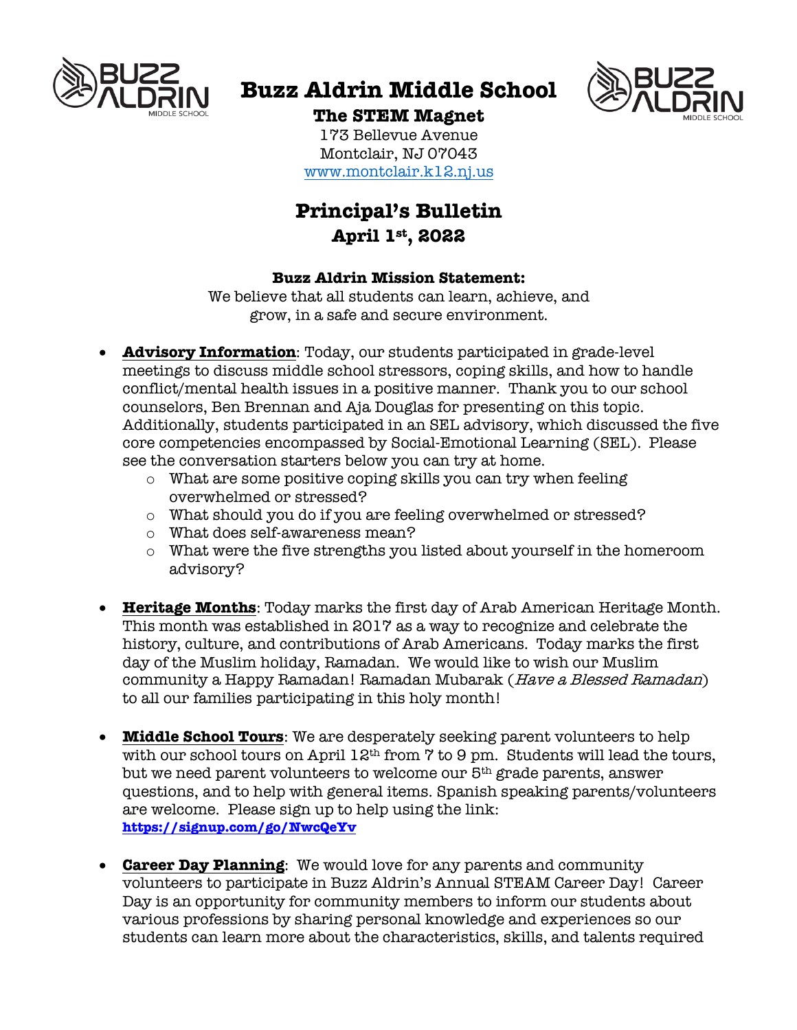# Buzz Aldrin Middle School

**The STEM Magnet**

173 Bellevue Avenue
Montclair, NJ 07043
www.montclair.k12.nj.us

## Principal's Bulletin

### April 1st, 2022

**Buzz Aldrin Mission Statement:**

We believe that all students can learn, achieve, and grow, in a safe and secure environment.

- **Advisory Information**: Today, our students participated in grade-level meetings to discuss middle school stressors, coping skills, and how to handle conflict/mental health issues in a positive manner. Thank you to our school counselors, Ben Brennan and Aja Douglas for presenting on this topic. Additionally, students participated in an SEL advisory, which discussed the five core competencies encompassed by Social-Emotional Learning (SEL). Please see the conversation starters below you can try at home.
    - What are some positive coping skills you can try when feeling overwhelmed or stressed?
    - What should you do if you are feeling overwhelmed or stressed?
    - What does self-awareness mean?
    - What were the five strengths you listed about yourself in the homeroom advisory?

- **Heritage Months**: Today marks the first day of Arab American Heritage Month. This month was established in 2017 as a way to recognize and celebrate the history, culture, and contributions of Arab Americans. Today marks the first day of the Muslim holiday, Ramadan. We would like to wish our Muslim community a Happy Ramadan! Ramadan Mubarak (*Have a Blessed Ramadan*) to all our families participating in this holy month!

- **Middle School Tours**: We are desperately seeking parent volunteers to help with our school tours on April 12th from 7 to 9 pm. Students will lead the tours, but we need parent volunteers to welcome our 5th grade parents, answer questions, and to help with general items. Spanish speaking parents/volunteers are welcome. Please sign up to help using the link: **https://signup.com/go/NwcQeYv**

- **Career Day Planning**: We would love for any parents and community volunteers to participate in Buzz Aldrin's Annual STEAM Career Day! Career Day is an opportunity for community members to inform our students about various professions by sharing personal knowledge and experiences so our students can learn more about the characteristics, skills, and talents required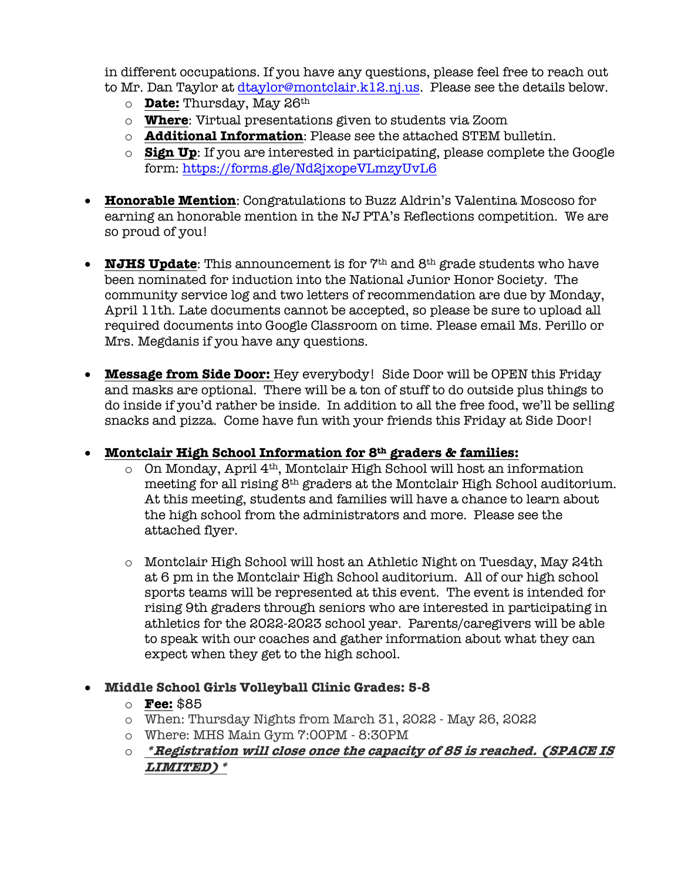in different occupations. If you have any questions, please feel free to reach out to Mr. Dan Taylor at dtaylor@montclair.k12.nj.us. Please see the details below.

  - **Date:** Thursday, May 26th
  - **Where**: Virtual presentations given to students via Zoom
  - **Additional Information**: Please see the attached STEM bulletin.
  - **Sign Up**: If you are interested in participating, please complete the Google form: https://forms.gle/Nd2jxopeVLmzyUvL6

- **Honorable Mention**: Congratulations to Buzz Aldrin's Valentina Moscoso for earning an honorable mention in the NJ PTA's Reflections competition. We are so proud of you!

- **NJHS Update**: This announcement is for 7th and 8th grade students who have been nominated for induction into the National Junior Honor Society. The community service log and two letters of recommendation are due by Monday, April 11th. Late documents cannot be accepted, so please be sure to upload all required documents into Google Classroom on time. Please email Ms. Perillo or Mrs. Megdanis if you have any questions.

- **Message from Side Door:** Hey everybody! Side Door will be OPEN this Friday and masks are optional. There will be a ton of stuff to do outside plus things to do inside if you'd rather be inside. In addition to all the free food, we'll be selling snacks and pizza. Come have fun with your friends this Friday at Side Door!

- **Montclair High School Information for 8th graders & families:**
  - On Monday, April 4th, Montclair High School will host an information meeting for all rising 8th graders at the Montclair High School auditorium. At this meeting, students and families will have a chance to learn about the high school from the administrators and more. Please see the attached flyer.

  - Montclair High School will host an Athletic Night on Tuesday, May 24th at 6 pm in the Montclair High School auditorium. All of our high school sports teams will be represented at this event. The event is intended for rising 9th graders through seniors who are interested in participating in athletics for the 2022-2023 school year. Parents/caregivers will be able to speak with our coaches and gather information about what they can expect when they get to the high school.

- **Middle School Girls Volleyball Clinic Grades: 5-8**
  - **Fee:** $85
  - When: Thursday Nights from March 31, 2022 - May 26, 2022
  - Where: MHS Main Gym 7:00PM - 8:30PM
  - ***\*Registration will close once the capacity of 85 is reached. (SPACE IS LIMITED) \****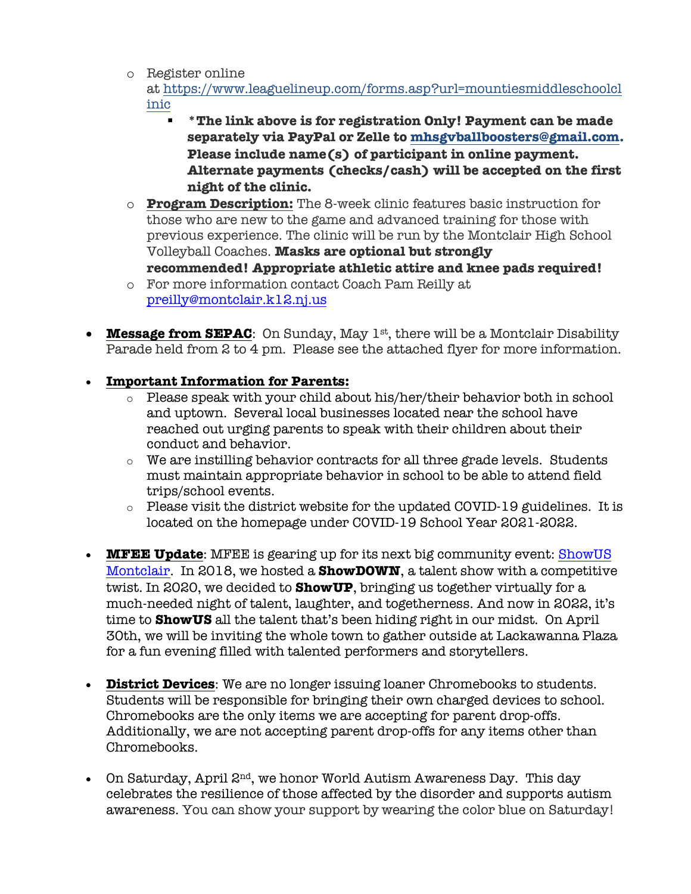- Register online at [https://www.leaguelineup.com/forms.asp?url=mountiesmiddleschoolclinic](https://www.leaguelineup.com/forms.asp?url=mountiesmiddleschoolclinic)
  - ***The link above is for registration Only! Payment can be made separately via PayPal or Zelle to mhsgvballboosters@gmail.com. Please include name(s) of participant in online payment. Alternate payments (checks/cash) will be accepted on the first night of the clinic.**
- **Program Description:** The 8-week clinic features basic instruction for those who are new to the game and advanced training for those with previous experience. The clinic will be run by the Montclair High School Volleyball Coaches. **Masks are optional but strongly recommended! Appropriate athletic attire and knee pads required!**
- For more information contact Coach Pam Reilly at preilly@montclair.k12.nj.us

- **Message from SEPAC**: On Sunday, May 1st, there will be a Montclair Disability Parade held from 2 to 4 pm. Please see the attached flyer for more information.

- **Important Information for Parents:**
  - Please speak with your child about his/her/their behavior both in school and uptown. Several local businesses located near the school have reached out urging parents to speak with their children about their conduct and behavior.
  - We are instilling behavior contracts for all three grade levels. Students must maintain appropriate behavior in school to be able to attend field trips/school events.
  - Please visit the district website for the updated COVID-19 guidelines. It is located on the homepage under COVID-19 School Year 2021-2022.

- **MFEE Update**: MFEE is gearing up for its next big community event: ShowUS Montclair. In 2018, we hosted a **ShowDOWN**, a talent show with a competitive twist. In 2020, we decided to **ShowUP**, bringing us together virtually for a much-needed night of talent, laughter, and togetherness. And now in 2022, it's time to **ShowUS** all the talent that's been hiding right in our midst. On April 30th, we will be inviting the whole town to gather outside at Lackawanna Plaza for a fun evening filled with talented performers and storytellers.

- **District Devices**: We are no longer issuing loaner Chromebooks to students. Students will be responsible for bringing their own charged devices to school. Chromebooks are the only items we are accepting for parent drop-offs. Additionally, we are not accepting parent drop-offs for any items other than Chromebooks.

- On Saturday, April 2nd, we honor World Autism Awareness Day. This day celebrates the resilience of those affected by the disorder and supports autism awareness. You can show your support by wearing the color blue on Saturday!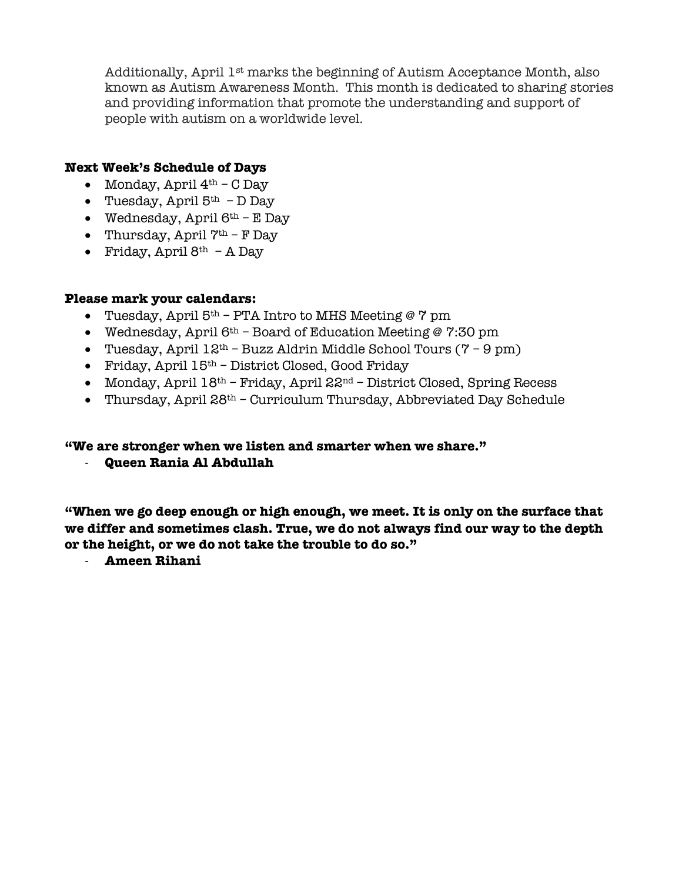Additionally, April 1st marks the beginning of Autism Acceptance Month, also known as Autism Awareness Month. This month is dedicated to sharing stories and providing information that promote the understanding and support of people with autism on a worldwide level.

**Next Week's Schedule of Days**

- Monday, April 4th – C Day
- Tuesday, April 5th – D Day
- Wednesday, April 6th – E Day
- Thursday, April 7th – F Day
- Friday, April 8th – A Day

**Please mark your calendars:**

- Tuesday, April 5th – PTA Intro to MHS Meeting @ 7 pm
- Wednesday, April 6th – Board of Education Meeting @ 7:30 pm
- Tuesday, April 12th – Buzz Aldrin Middle School Tours (7 – 9 pm)
- Friday, April 15th – District Closed, Good Friday
- Monday, April 18th – Friday, April 22nd – District Closed, Spring Recess
- Thursday, April 28th – Curriculum Thursday, Abbreviated Day Schedule

**"We are stronger when we listen and smarter when we share."**

- **Queen Rania Al Abdullah**

**"When we go deep enough or high enough, we meet. It is only on the surface that we differ and sometimes clash. True, we do not always find our way to the depth or the height, or we do not take the trouble to do so."**

- **Ameen Rihani**